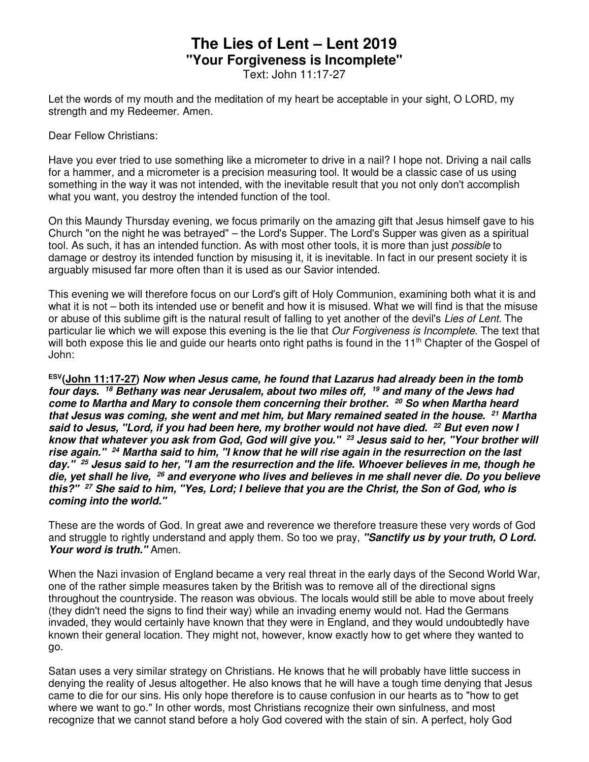# The Lies of Lent – Lent 2019
## "Your Forgiveness is Incomplete"

Text: John 11:17-27

Let the words of my mouth and the meditation of my heart be acceptable in your sight, O LORD, my strength and my Redeemer. Amen.

Dear Fellow Christians:

Have you ever tried to use something like a micrometer to drive in a nail? I hope not. Driving a nail calls for a hammer, and a micrometer is a precision measuring tool. It would be a classic case of us using something in the way it was not intended, with the inevitable result that you not only don't accomplish what you want, you destroy the intended function of the tool.

On this Maundy Thursday evening, we focus primarily on the amazing gift that Jesus himself gave to his Church "on the night he was betrayed" – the Lord's Supper. The Lord's Supper was given as a spiritual tool. As such, it has an intended function. As with most other tools, it is more than just *possible* to damage or destroy its intended function by misusing it, it is inevitable. In fact in our present society it is arguably misused far more often than it is used as our Savior intended.

This evening we will therefore focus on our Lord's gift of Holy Communion, examining both what it is and what it is not – both its intended use or benefit and how it is misused. What we will find is that the misuse or abuse of this sublime gift is the natural result of falling to yet another of the devil's *Lies of Lent*. The particular lie which we will expose this evening is the lie that *Our Forgiveness is Incomplete*. The text that will both expose this lie and guide our hearts onto right paths is found in the 11th Chapter of the Gospel of John:

**[ESV](John 11:17-27)** ***Now when Jesus came, he found that Lazarus had already been in the tomb four days. [18] Bethany was near Jerusalem, about two miles off, [19] and many of the Jews had come to Martha and Mary to console them concerning their brother. [20] So when Martha heard that Jesus was coming, she went and met him, but Mary remained seated in the house. [21] Martha said to Jesus, "Lord, if you had been here, my brother would not have died. [22] But even now I know that whatever you ask from God, God will give you." [23] Jesus said to her, "Your brother will rise again." [24] Martha said to him, "I know that he will rise again in the resurrection on the last day." [25] Jesus said to her, "I am the resurrection and the life. Whoever believes in me, though he die, yet shall he live, [26] and everyone who lives and believes in me shall never die. Do you believe this?" [27] She said to him, "Yes, Lord; I believe that you are the Christ, the Son of God, who is coming into the world."***

These are the words of God. In great awe and reverence we therefore treasure these very words of God and struggle to rightly understand and apply them. So too we pray, ***"Sanctify us by your truth, O Lord. Your word is truth."*** Amen.

When the Nazi invasion of England became a very real threat in the early days of the Second World War, one of the rather simple measures taken by the British was to remove all of the directional signs throughout the countryside. The reason was obvious. The locals would still be able to move about freely (they didn't need the signs to find their way) while an invading enemy would not. Had the Germans invaded, they would certainly have known that they were in England, and they would undoubtedly have known their general location. They might not, however, know exactly how to get where they wanted to go.

Satan uses a very similar strategy on Christians. He knows that he will probably have little success in denying the reality of Jesus altogether. He also knows that he will have a tough time denying that Jesus came to die for our sins. His only hope therefore is to cause confusion in our hearts as to "how to get where we want to go." In other words, most Christians recognize their own sinfulness, and most recognize that we cannot stand before a holy God covered with the stain of sin. A perfect, holy God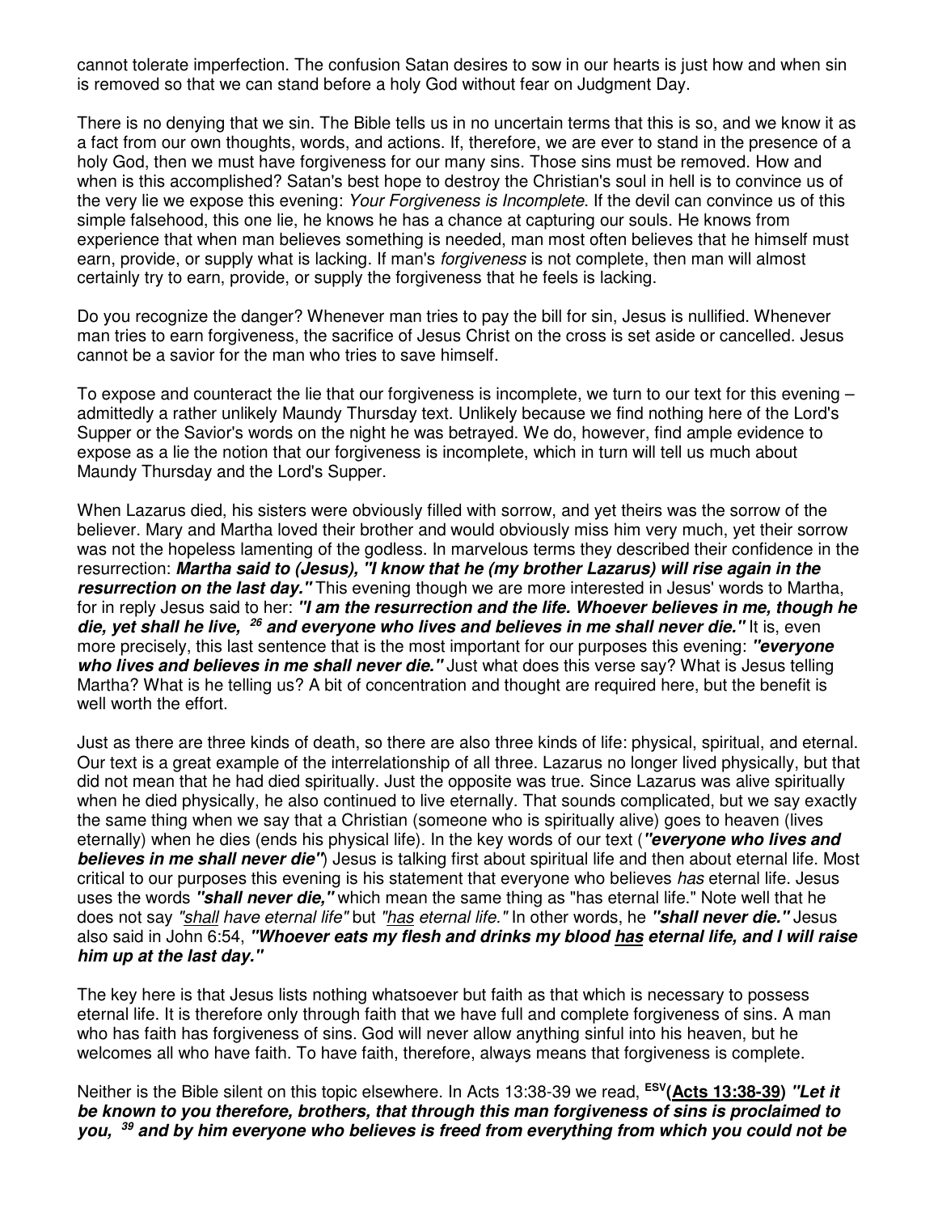cannot tolerate imperfection. The confusion Satan desires to sow in our hearts is just how and when sin is removed so that we can stand before a holy God without fear on Judgment Day.

There is no denying that we sin. The Bible tells us in no uncertain terms that this is so, and we know it as a fact from our own thoughts, words, and actions. If, therefore, we are ever to stand in the presence of a holy God, then we must have forgiveness for our many sins. Those sins must be removed. How and when is this accomplished? Satan's best hope to destroy the Christian's soul in hell is to convince us of the very lie we expose this evening: *Your Forgiveness is Incomplete*. If the devil can convince us of this simple falsehood, this one lie, he knows he has a chance at capturing our souls. He knows from experience that when man believes something is needed, man most often believes that he himself must earn, provide, or supply what is lacking. If man's *forgiveness* is not complete, then man will almost certainly try to earn, provide, or supply the forgiveness that he feels is lacking.

Do you recognize the danger? Whenever man tries to pay the bill for sin, Jesus is nullified. Whenever man tries to earn forgiveness, the sacrifice of Jesus Christ on the cross is set aside or cancelled. Jesus cannot be a savior for the man who tries to save himself.

To expose and counteract the lie that our forgiveness is incomplete, we turn to our text for this evening – admittedly a rather unlikely Maundy Thursday text. Unlikely because we find nothing here of the Lord's Supper or the Savior's words on the night he was betrayed. We do, however, find ample evidence to expose as a lie the notion that our forgiveness is incomplete, which in turn will tell us much about Maundy Thursday and the Lord's Supper.

When Lazarus died, his sisters were obviously filled with sorrow, and yet theirs was the sorrow of the believer. Mary and Martha loved their brother and would obviously miss him very much, yet their sorrow was not the hopeless lamenting of the godless. In marvelous terms they described their confidence in the resurrection: ***Martha said to (Jesus), "I know that he (my brother Lazarus) will rise again in the resurrection on the last day."*** This evening though we are more interested in Jesus' words to Martha, for in reply Jesus said to her: ***"I am the resurrection and the life. Whoever believes in me, though he die, yet shall he live, [26] and everyone who lives and believes in me shall never die."*** It is, even more precisely, this last sentence that is the most important for our purposes this evening: ***"everyone who lives and believes in me shall never die."*** Just what does this verse say? What is Jesus telling Martha? What is he telling us? A bit of concentration and thought are required here, but the benefit is well worth the effort.

Just as there are three kinds of death, so there are also three kinds of life: physical, spiritual, and eternal. Our text is a great example of the interrelationship of all three. Lazarus no longer lived physically, but that did not mean that he had died spiritually. Just the opposite was true. Since Lazarus was alive spiritually when he died physically, he also continued to live eternally. That sounds complicated, but we say exactly the same thing when we say that a Christian (someone who is spiritually alive) goes to heaven (lives eternally) when he dies (ends his physical life). In the key words of our text (***"everyone who lives and believes in me shall never die"***) Jesus is talking first about spiritual life and then about eternal life. Most critical to our purposes this evening is his statement that everyone who believes *has* eternal life. Jesus uses the words ***"shall never die,"*** which mean the same thing as "has eternal life." Note well that he does not say *"<u>shall</u> have eternal life"* but *"<u>has</u> eternal life."* In other words, he ***"shall never die."*** Jesus also said in John 6:54, ***"Whoever eats my flesh and drinks my blood <u>has</u> eternal life, and I will raise him up at the last day."***

The key here is that Jesus lists nothing whatsoever but faith as that which is necessary to possess eternal life. It is therefore only through faith that we have full and complete forgiveness of sins. A man who has faith has forgiveness of sins. God will never allow anything sinful into his heaven, but he welcomes all who have faith. To have faith, therefore, always means that forgiveness is complete.

Neither is the Bible silent on this topic elsewhere. In Acts 13:38-39 we read, **[ESV](<u>Acts 13:38-39</u>)** ***"Let it be known to you therefore, brothers, that through this man forgiveness of sins is proclaimed to you, [39] and by him everyone who believes is freed from everything from which you could not be***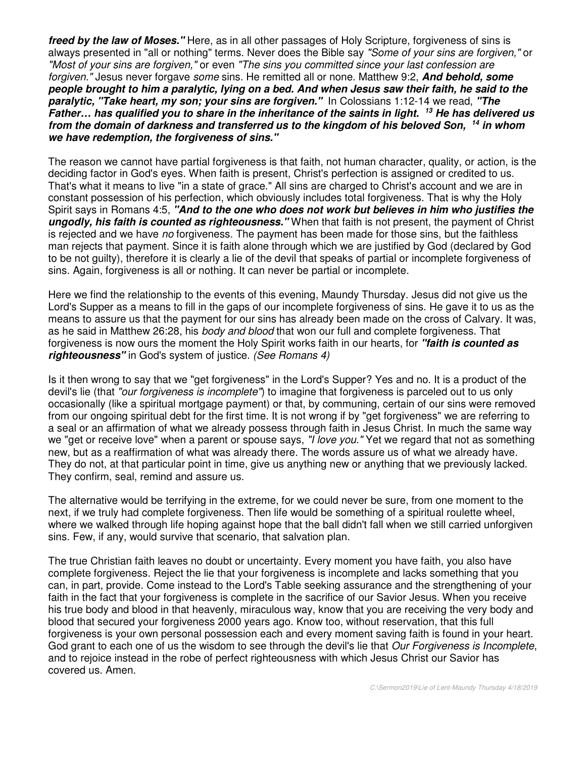***freed by the law of Moses."*** Here, as in all other passages of Holy Scripture, forgiveness of sins is always presented in "all or nothing" terms. Never does the Bible say *"Some of your sins are forgiven,"* or *"Most of your sins are forgiven,"* or even *"The sins you committed since your last confession are forgiven."* Jesus never forgave *some* sins. He remitted all or none. Matthew 9:2, ***And behold, some people brought to him a paralytic, lying on a bed. And when Jesus saw their faith, he said to the paralytic, "Take heart, my son; your sins are forgiven."*** In Colossians 1:12-14 we read, ***"The Father… has qualified you to share in the inheritance of the saints in light. [13] He has delivered us from the domain of darkness and transferred us to the kingdom of his beloved Son, [14] in whom we have redemption, the forgiveness of sins."***

The reason we cannot have partial forgiveness is that faith, not human character, quality, or action, is the deciding factor in God's eyes. When faith is present, Christ's perfection is assigned or credited to us. That's what it means to live "in a state of grace." All sins are charged to Christ's account and we are in constant possession of his perfection, which obviously includes total forgiveness. That is why the Holy Spirit says in Romans 4:5, ***"And to the one who does not work but believes in him who justifies the ungodly, his faith is counted as righteousness."*** When that faith is not present, the payment of Christ is rejected and we have *no* forgiveness. The payment has been made for those sins, but the faithless man rejects that payment. Since it is faith alone through which we are justified by God (declared by God to be not guilty), therefore it is clearly a lie of the devil that speaks of partial or incomplete forgiveness of sins. Again, forgiveness is all or nothing. It can never be partial or incomplete.

Here we find the relationship to the events of this evening, Maundy Thursday. Jesus did not give us the Lord's Supper as a means to fill in the gaps of our incomplete forgiveness of sins. He gave it to us as the means to assure us that the payment for our sins has already been made on the cross of Calvary. It was, as he said in Matthew 26:28, his *body and blood* that won our full and complete forgiveness. That forgiveness is now ours the moment the Holy Spirit works faith in our hearts, for ***"faith is counted as righteousness"*** in God's system of justice. *(See Romans 4)*

Is it then wrong to say that we "get forgiveness" in the Lord's Supper? Yes and no. It is a product of the devil's lie (that *"our forgiveness is incomplete"*) to imagine that forgiveness is parceled out to us only occasionally (like a spiritual mortgage payment) or that, by communing, certain of our sins were removed from our ongoing spiritual debt for the first time. It is not wrong if by "get forgiveness" we are referring to a seal or an affirmation of what we already possess through faith in Jesus Christ. In much the same way we "get or receive love" when a parent or spouse says, *"I love you."* Yet we regard that not as something new, but as a reaffirmation of what was already there. The words assure us of what we already have. They do not, at that particular point in time, give us anything new or anything that we previously lacked. They confirm, seal, remind and assure us.

The alternative would be terrifying in the extreme, for we could never be sure, from one moment to the next, if we truly had complete forgiveness. Then life would be something of a spiritual roulette wheel, where we walked through life hoping against hope that the ball didn't fall when we still carried unforgiven sins. Few, if any, would survive that scenario, that salvation plan.

The true Christian faith leaves no doubt or uncertainty. Every moment you have faith, you also have complete forgiveness. Reject the lie that your forgiveness is incomplete and lacks something that you can, in part, provide. Come instead to the Lord's Table seeking assurance and the strengthening of your faith in the fact that your forgiveness is complete in the sacrifice of our Savior Jesus. When you receive his true body and blood in that heavenly, miraculous way, know that you are receiving the very body and blood that secured your forgiveness 2000 years ago. Know too, without reservation, that this full forgiveness is your own personal possession each and every moment saving faith is found in your heart. God grant to each one of us the wisdom to see through the devil's lie that *Our Forgiveness is Incomplete*, and to rejoice instead in the robe of perfect righteousness with which Jesus Christ our Savior has covered us. Amen.

*C:\Sermon2019\Lie of Lent-Maundy Thursday 4/18/2019*